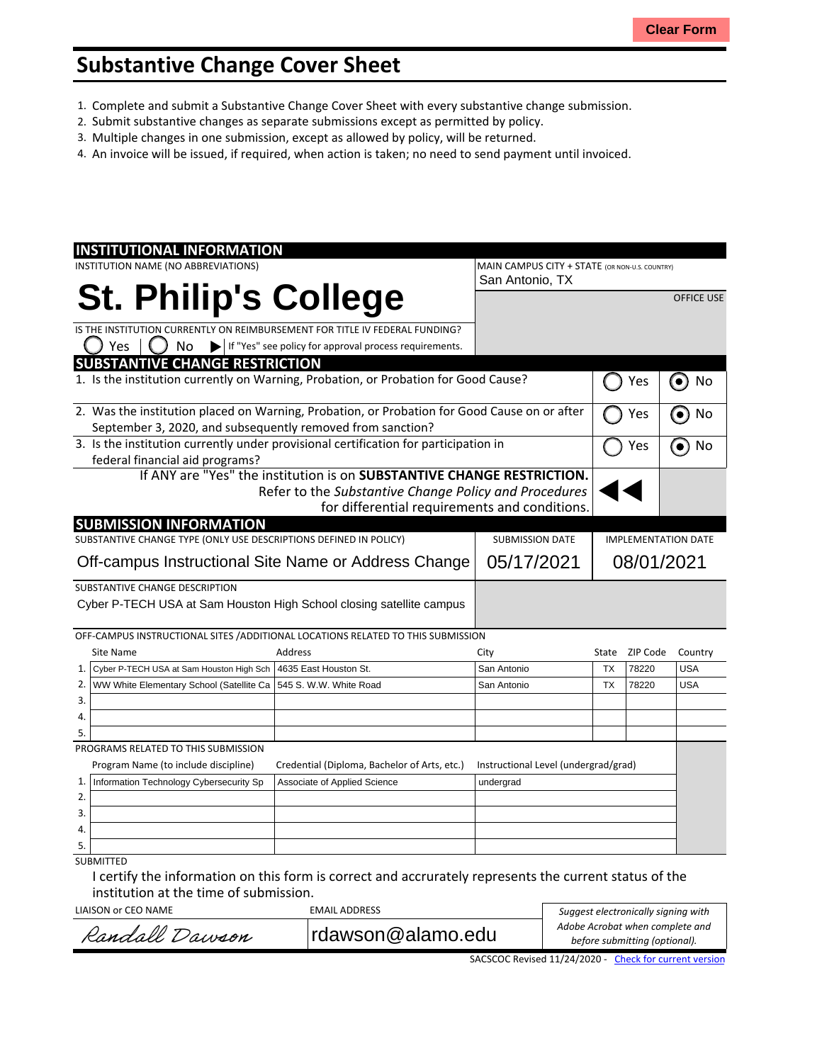Clear Form

# Substantive Change Cover Sheet

1. Complete and submit a Substantive Change Cover Sheet with every substantive change submission.
2. Submit substantive changes as separate submissions except as permitted by policy.
3. Multiple changes in one submission, except as allowed by policy, will be returned.
4. An invoice will be issued, if required, when action is taken; no need to send payment until invoiced.

## INSTITUTIONAL INFORMATION

INSTITUTION NAME (NO ABBREVIATIONS)

**St. Philip's College**

MAIN CAMPUS CITY + STATE (OR NON-U.S. COUNTRY)
San Antonio, TX

OFFICE USE

IS THE INSTITUTION CURRENTLY ON REIMBURSEMENT FOR TITLE IV FEDERAL FUNDING?
◯ Yes | ◯ No ▶ If "Yes" see policy for approval process requirements.

## SUBSTANTIVE CHANGE RESTRICTION

| Question | Yes | No |
|---|---|---|
| 1. Is the institution currently on Warning, Probation, or Probation for Good Cause? | ◯ | ◉ |
| 2. Was the institution placed on Warning, Probation, or Probation for Good Cause on or after September 3, 2020, and subsequently removed from sanction? | ◯ | ◉ |
| 3. Is the institution currently under provisional certification for participation in federal financial aid programs? | ◯ | ◉ |

If ANY are "Yes" the institution is on **SUBSTANTIVE CHANGE RESTRICTION.** Refer to the *Substantive Change Policy and Procedures* for differential requirements and conditions.

## SUBMISSION INFORMATION

| SUBSTANTIVE CHANGE TYPE (ONLY USE DESCRIPTIONS DEFINED IN POLICY) | SUBMISSION DATE | IMPLEMENTATION DATE |
|---|---|---|
| Off-campus Instructional Site Name or Address Change | 05/17/2021 | 08/01/2021 |

SUBSTANTIVE CHANGE DESCRIPTION
Cyber P-TECH USA at Sam Houston High School closing satellite campus

OFF-CAMPUS INSTRUCTIONAL SITES /ADDITIONAL LOCATIONS RELATED TO THIS SUBMISSION

| | Site Name | Address | City | State | ZIP Code | Country |
|---|---|---|---|---|---|---|
| 1. | Cyber P-TECH USA at Sam Houston High Sch | 4635 East Houston St. | San Antonio | TX | 78220 | USA |
| 2. | WW White Elementary School (Satellite Ca | 545 S. W.W. White Road | San Antonio | TX | 78220 | USA |
| 3. | | | | | | |
| 4. | | | | | | |
| 5. | | | | | | |

PROGRAMS RELATED TO THIS SUBMISSION

| | Program Name (to include discipline) | Credential (Diploma, Bachelor of Arts, etc.) | Instructional Level (undergrad/grad) |
|---|---|---|---|
| 1. | Information Technology Cybersecurity Sp | Associate of Applied Science | undergrad |
| 2. | | | |
| 3. | | | |
| 4. | | | |
| 5. | | | |

SUBMITTED

I certify the information on this form is correct and accurately represents the current status of the institution at the time of submission.

| LIAISON or CEO NAME | EMAIL ADDRESS | |
|---|---|---|
| Randall Dawson | rdawson@alamo.edu | *Suggest electronically signing with Adobe Acrobat when complete and before submitting (optional).* |

SACSCOC Revised 11/24/2020 - Check for current version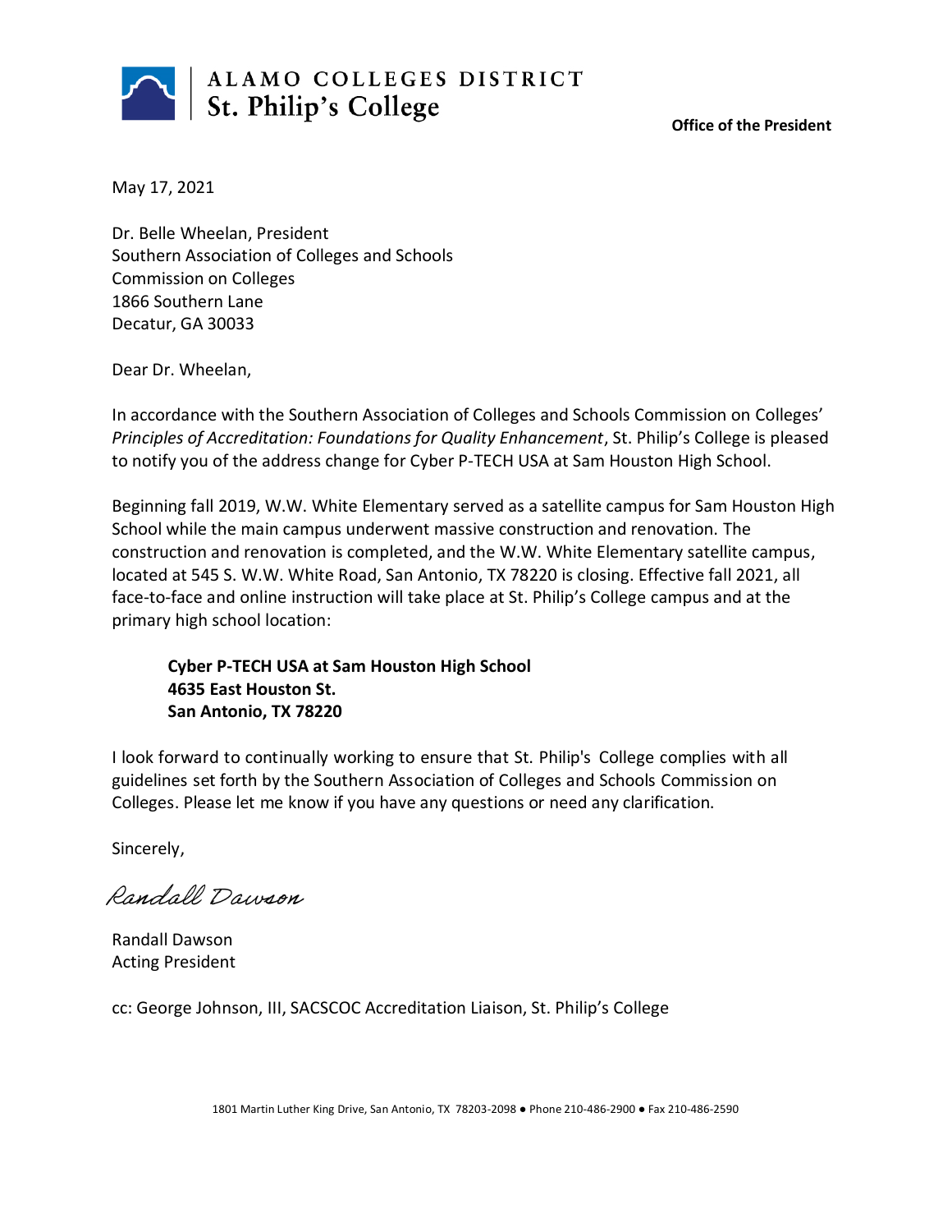ALAMO COLLEGES DISTRICT
St. Philip's College

**Office of the President**

May 17, 2021

Dr. Belle Wheelan, President
Southern Association of Colleges and Schools
Commission on Colleges
1866 Southern Lane
Decatur, GA 30033

Dear Dr. Wheelan,

In accordance with the Southern Association of Colleges and Schools Commission on Colleges' *Principles of Accreditation: Foundations for Quality Enhancement*, St. Philip's College is pleased to notify you of the address change for Cyber P-TECH USA at Sam Houston High School.

Beginning fall 2019, W.W. White Elementary served as a satellite campus for Sam Houston High School while the main campus underwent massive construction and renovation. The construction and renovation is completed, and the W.W. White Elementary satellite campus, located at 545 S. W.W. White Road, San Antonio, TX 78220 is closing. Effective fall 2021, all face-to-face and online instruction will take place at St. Philip's College campus and at the primary high school location:

**Cyber P-TECH USA at Sam Houston High School**
**4635 East Houston St.**
**San Antonio, TX 78220**

I look forward to continually working to ensure that St. Philip's College complies with all guidelines set forth by the Southern Association of Colleges and Schools Commission on Colleges. Please let me know if you have any questions or need any clarification.

Sincerely,

*Randall Dawson*

Randall Dawson
Acting President

cc: George Johnson, III, SACSCOC Accreditation Liaison, St. Philip's College

1801 Martin Luther King Drive, San Antonio, TX 78203-2098 ● Phone 210-486-2900 ● Fax 210-486-2590